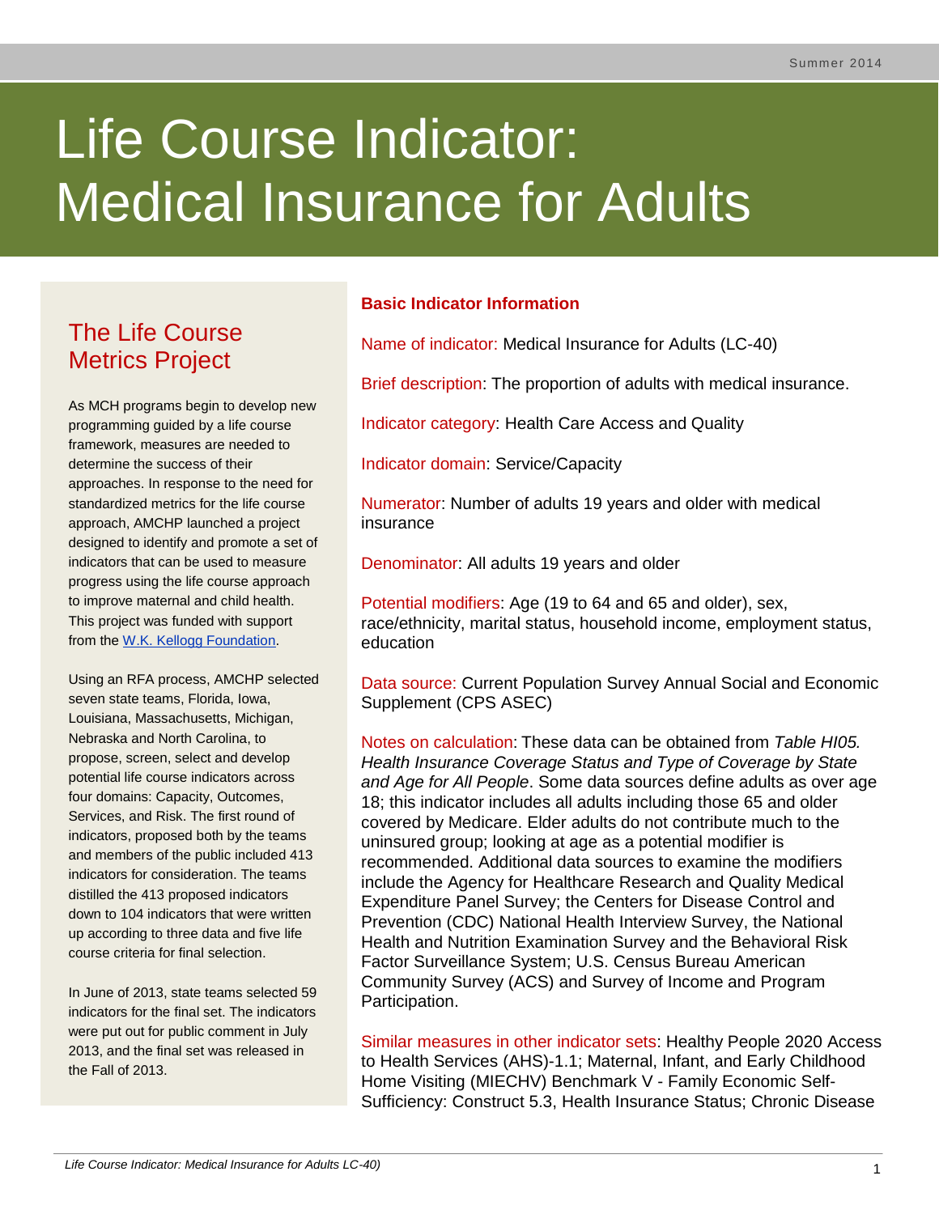# Life Course Indicator: Medical Insurance for Adults

## The Life Course Metrics Project

As MCH programs begin to develop new programming guided by a life course framework, measures are needed to determine the success of their approaches. In response to the need for standardized metrics for the life course approach, AMCHP launched a project designed to identify and promote a set of indicators that can be used to measure progress using the life course approach to improve maternal and child health. This project was funded with support from the [W.K. Kellogg Foundation](#).

Using an RFA process, AMCHP selected seven state teams, Florida, Iowa, Louisiana, Massachusetts, Michigan, Nebraska and North Carolina, to propose, screen, select and develop potential life course indicators across four domains: Capacity, Outcomes, Services, and Risk. The first round of indicators, proposed both by the teams and members of the public included 413 indicators for consideration. The teams distilled the 413 proposed indicators down to 104 indicators that were written up according to three data and five life course criteria for final selection.

In June of 2013, state teams selected 59 indicators for the final set. The indicators were put out for public comment in July 2013, and the final set was released in the Fall of 2013.

## Basic Indicator Information

Name of indicator: Medical Insurance for Adults (LC-40)

Brief description: The proportion of adults with medical insurance.

Indicator category: Health Care Access and Quality

Indicator domain: Service/Capacity

Numerator: Number of adults 19 years and older with medical insurance

Denominator: All adults 19 years and older

Potential modifiers: Age (19 to 64 and 65 and older), sex, race/ethnicity, marital status, household income, employment status, education

Data source: Current Population Survey Annual Social and Economic Supplement (CPS ASEC)

Notes on calculation: These data can be obtained from *Table HI05. Health Insurance Coverage Status and Type of Coverage by State and Age for All People*. Some data sources define adults as over age 18; this indicator includes all adults including those 65 and older covered by Medicare. Elder adults do not contribute much to the uninsured group; looking at age as a potential modifier is recommended. Additional data sources to examine the modifiers include the Agency for Healthcare Research and Quality Medical Expenditure Panel Survey; the Centers for Disease Control and Prevention (CDC) National Health Interview Survey, the National Health and Nutrition Examination Survey and the Behavioral Risk Factor Surveillance System; U.S. Census Bureau American Community Survey (ACS) and Survey of Income and Program Participation.

Similar measures in other indicator sets: Healthy People 2020 Access to Health Services (AHS)-1.1; Maternal, Infant, and Early Childhood Home Visiting (MIECHV) Benchmark V - Family Economic Self-Sufficiency: Construct 5.3, Health Insurance Status; Chronic Disease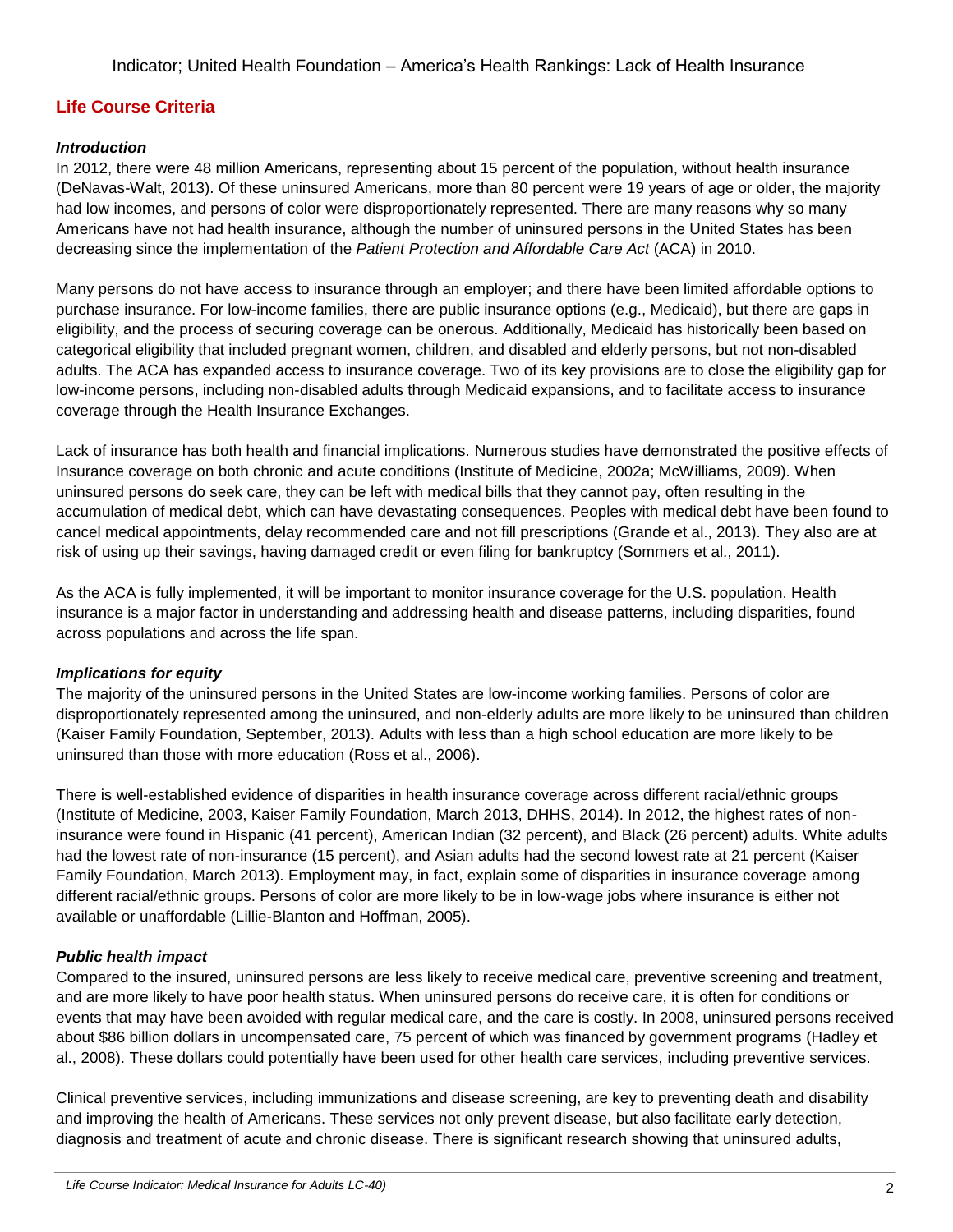Indicator; United Health Foundation – America's Health Rankings: Lack of Health Insurance

## Life Course Criteria

### *Introduction*

In 2012, there were 48 million Americans, representing about 15 percent of the population, without health insurance (DeNavas-Walt, 2013). Of these uninsured Americans, more than 80 percent were 19 years of age or older, the majority had low incomes, and persons of color were disproportionately represented. There are many reasons why so many Americans have not had health insurance, although the number of uninsured persons in the United States has been decreasing since the implementation of the *Patient Protection and Affordable Care Act* (ACA) in 2010.

Many persons do not have access to insurance through an employer; and there have been limited affordable options to purchase insurance. For low-income families, there are public insurance options (e.g., Medicaid), but there are gaps in eligibility, and the process of securing coverage can be onerous. Additionally, Medicaid has historically been based on categorical eligibility that included pregnant women, children, and disabled and elderly persons, but not non-disabled adults. The ACA has expanded access to insurance coverage. Two of its key provisions are to close the eligibility gap for low-income persons, including non-disabled adults through Medicaid expansions, and to facilitate access to insurance coverage through the Health Insurance Exchanges.

Lack of insurance has both health and financial implications. Numerous studies have demonstrated the positive effects of Insurance coverage on both chronic and acute conditions (Institute of Medicine, 2002a; McWilliams, 2009). When uninsured persons do seek care, they can be left with medical bills that they cannot pay, often resulting in the accumulation of medical debt, which can have devastating consequences. Peoples with medical debt have been found to cancel medical appointments, delay recommended care and not fill prescriptions (Grande et al., 2013). They also are at risk of using up their savings, having damaged credit or even filing for bankruptcy (Sommers et al., 2011).

As the ACA is fully implemented, it will be important to monitor insurance coverage for the U.S. population. Health insurance is a major factor in understanding and addressing health and disease patterns, including disparities, found across populations and across the life span.

### *Implications for equity*

The majority of the uninsured persons in the United States are low-income working families. Persons of color are disproportionately represented among the uninsured, and non-elderly adults are more likely to be uninsured than children (Kaiser Family Foundation, September, 2013). Adults with less than a high school education are more likely to be uninsured than those with more education (Ross et al., 2006).

There is well-established evidence of disparities in health insurance coverage across different racial/ethnic groups (Institute of Medicine, 2003, Kaiser Family Foundation, March 2013, DHHS, 2014). In 2012, the highest rates of non-insurance were found in Hispanic (41 percent), American Indian (32 percent), and Black (26 percent) adults. White adults had the lowest rate of non-insurance (15 percent), and Asian adults had the second lowest rate at 21 percent (Kaiser Family Foundation, March 2013). Employment may, in fact, explain some of disparities in insurance coverage among different racial/ethnic groups. Persons of color are more likely to be in low-wage jobs where insurance is either not available or unaffordable (Lillie-Blanton and Hoffman, 2005).

### *Public health impact*

Compared to the insured, uninsured persons are less likely to receive medical care, preventive screening and treatment, and are more likely to have poor health status. When uninsured persons do receive care, it is often for conditions or events that may have been avoided with regular medical care, and the care is costly. In 2008, uninsured persons received about $86 billion dollars in uncompensated care, 75 percent of which was financed by government programs (Hadley et al., 2008). These dollars could potentially have been used for other health care services, including preventive services.

Clinical preventive services, including immunizations and disease screening, are key to preventing death and disability and improving the health of Americans. These services not only prevent disease, but also facilitate early detection, diagnosis and treatment of acute and chronic disease. There is significant research showing that uninsured adults,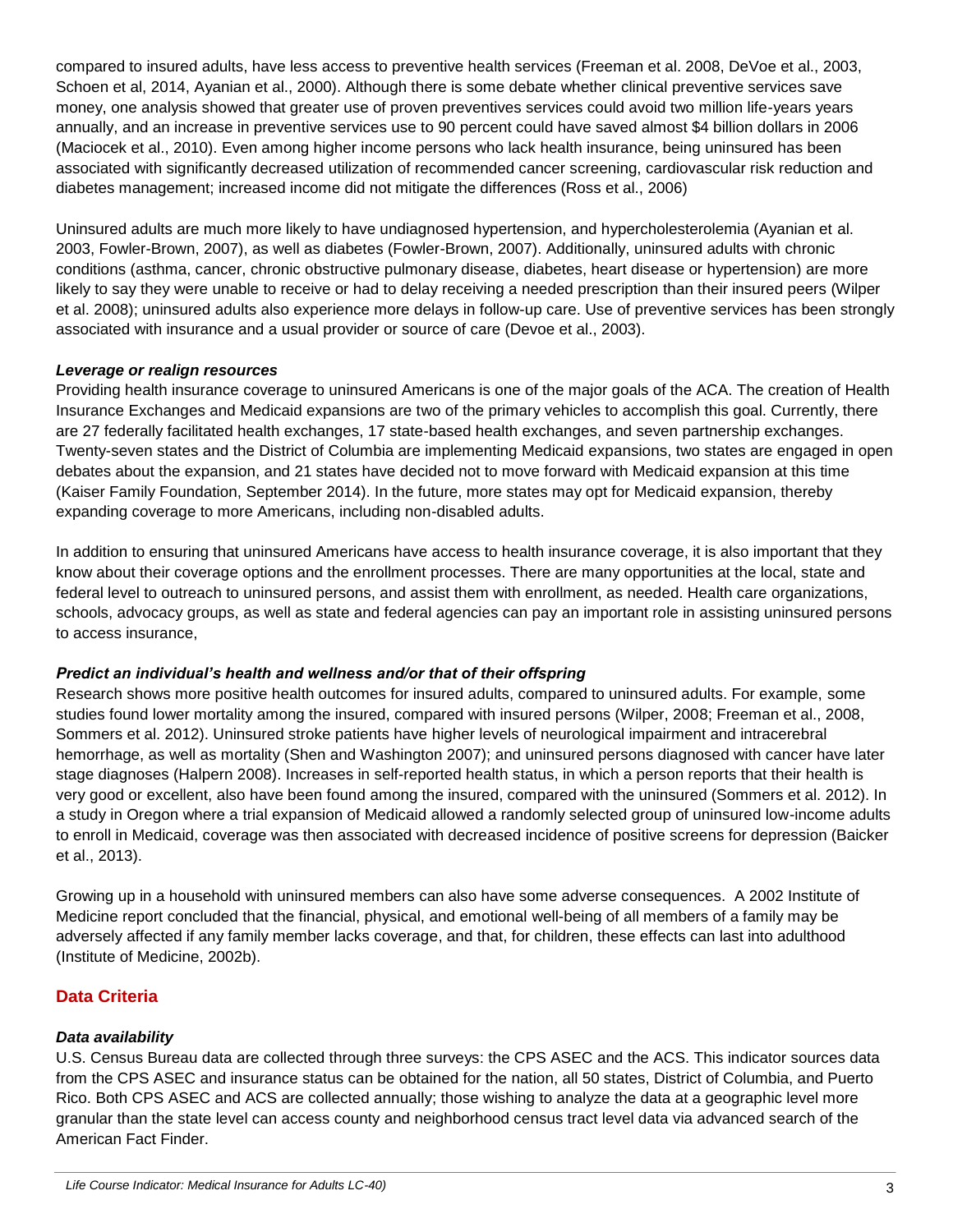compared to insured adults, have less access to preventive health services (Freeman et al. 2008, DeVoe et al., 2003, Schoen et al, 2014, Ayanian et al., 2000). Although there is some debate whether clinical preventive services save money, one analysis showed that greater use of proven preventives services could avoid two million life-years years annually, and an increase in preventive services use to 90 percent could have saved almost $4 billion dollars in 2006 (Maciocek et al., 2010). Even among higher income persons who lack health insurance, being uninsured has been associated with significantly decreased utilization of recommended cancer screening, cardiovascular risk reduction and diabetes management; increased income did not mitigate the differences (Ross et al., 2006)

Uninsured adults are much more likely to have undiagnosed hypertension, and hypercholesterolemia (Ayanian et al. 2003, Fowler-Brown, 2007), as well as diabetes (Fowler-Brown, 2007). Additionally, uninsured adults with chronic conditions (asthma, cancer, chronic obstructive pulmonary disease, diabetes, heart disease or hypertension) are more likely to say they were unable to receive or had to delay receiving a needed prescription than their insured peers (Wilper et al. 2008); uninsured adults also experience more delays in follow-up care. Use of preventive services has been strongly associated with insurance and a usual provider or source of care (Devoe et al., 2003).

### *Leverage or realign resources*

Providing health insurance coverage to uninsured Americans is one of the major goals of the ACA. The creation of Health Insurance Exchanges and Medicaid expansions are two of the primary vehicles to accomplish this goal. Currently, there are 27 federally facilitated health exchanges, 17 state-based health exchanges, and seven partnership exchanges. Twenty-seven states and the District of Columbia are implementing Medicaid expansions, two states are engaged in open debates about the expansion, and 21 states have decided not to move forward with Medicaid expansion at this time (Kaiser Family Foundation, September 2014). In the future, more states may opt for Medicaid expansion, thereby expanding coverage to more Americans, including non-disabled adults.

In addition to ensuring that uninsured Americans have access to health insurance coverage, it is also important that they know about their coverage options and the enrollment processes. There are many opportunities at the local, state and federal level to outreach to uninsured persons, and assist them with enrollment, as needed. Health care organizations, schools, advocacy groups, as well as state and federal agencies can pay an important role in assisting uninsured persons to access insurance,

### *Predict an individual's health and wellness and/or that of their offspring*

Research shows more positive health outcomes for insured adults, compared to uninsured adults. For example, some studies found lower mortality among the insured, compared with insured persons (Wilper, 2008; Freeman et al., 2008, Sommers et al. 2012). Uninsured stroke patients have higher levels of neurological impairment and intracerebral hemorrhage, as well as mortality (Shen and Washington 2007); and uninsured persons diagnosed with cancer have later stage diagnoses (Halpern 2008). Increases in self-reported health status, in which a person reports that their health is very good or excellent, also have been found among the insured, compared with the uninsured (Sommers et al. 2012). In a study in Oregon where a trial expansion of Medicaid allowed a randomly selected group of uninsured low-income adults to enroll in Medicaid, coverage was then associated with decreased incidence of positive screens for depression (Baicker et al., 2013).

Growing up in a household with uninsured members can also have some adverse consequences. A 2002 Institute of Medicine report concluded that the financial, physical, and emotional well-being of all members of a family may be adversely affected if any family member lacks coverage, and that, for children, these effects can last into adulthood (Institute of Medicine, 2002b).

## Data Criteria

### *Data availability*

U.S. Census Bureau data are collected through three surveys: the CPS ASEC and the ACS. This indicator sources data from the CPS ASEC and insurance status can be obtained for the nation, all 50 states, District of Columbia, and Puerto Rico. Both CPS ASEC and ACS are collected annually; those wishing to analyze the data at a geographic level more granular than the state level can access county and neighborhood census tract level data via advanced search of the American Fact Finder.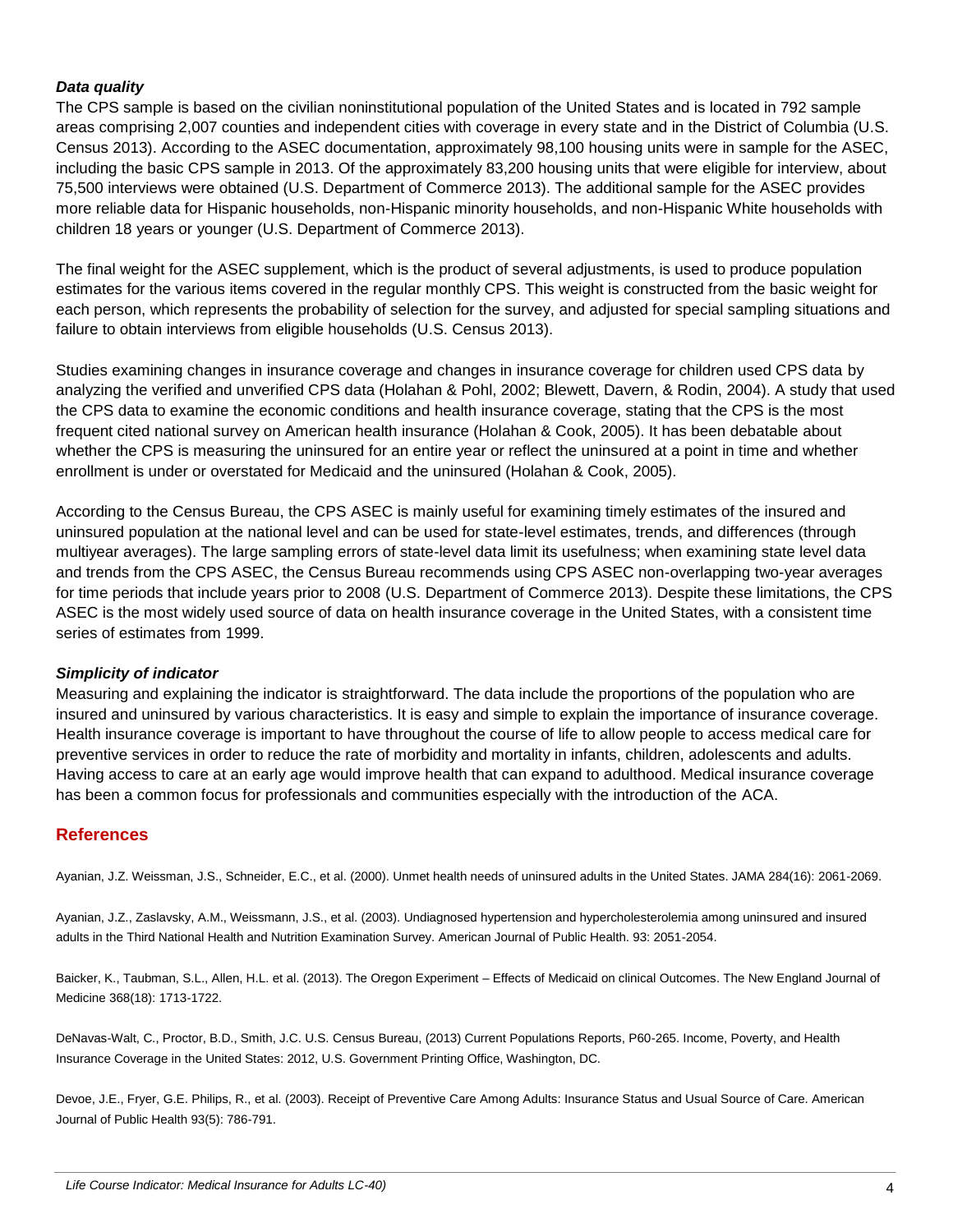### *Data quality*

The CPS sample is based on the civilian noninstitutional population of the United States and is located in 792 sample areas comprising 2,007 counties and independent cities with coverage in every state and in the District of Columbia (U.S. Census 2013). According to the ASEC documentation, approximately 98,100 housing units were in sample for the ASEC, including the basic CPS sample in 2013. Of the approximately 83,200 housing units that were eligible for interview, about 75,500 interviews were obtained (U.S. Department of Commerce 2013). The additional sample for the ASEC provides more reliable data for Hispanic households, non-Hispanic minority households, and non-Hispanic White households with children 18 years or younger (U.S. Department of Commerce 2013).

The final weight for the ASEC supplement, which is the product of several adjustments, is used to produce population estimates for the various items covered in the regular monthly CPS. This weight is constructed from the basic weight for each person, which represents the probability of selection for the survey, and adjusted for special sampling situations and failure to obtain interviews from eligible households (U.S. Census 2013).

Studies examining changes in insurance coverage and changes in insurance coverage for children used CPS data by analyzing the verified and unverified CPS data (Holahan & Pohl, 2002; Blewett, Davern, & Rodin, 2004). A study that used the CPS data to examine the economic conditions and health insurance coverage, stating that the CPS is the most frequent cited national survey on American health insurance (Holahan & Cook, 2005). It has been debatable about whether the CPS is measuring the uninsured for an entire year or reflect the uninsured at a point in time and whether enrollment is under or overstated for Medicaid and the uninsured (Holahan & Cook, 2005).

According to the Census Bureau, the CPS ASEC is mainly useful for examining timely estimates of the insured and uninsured population at the national level and can be used for state-level estimates, trends, and differences (through multiyear averages). The large sampling errors of state-level data limit its usefulness; when examining state level data and trends from the CPS ASEC, the Census Bureau recommends using CPS ASEC non-overlapping two-year averages for time periods that include years prior to 2008 (U.S. Department of Commerce 2013). Despite these limitations, the CPS ASEC is the most widely used source of data on health insurance coverage in the United States, with a consistent time series of estimates from 1999.

### *Simplicity of indicator*

Measuring and explaining the indicator is straightforward. The data include the proportions of the population who are insured and uninsured by various characteristics. It is easy and simple to explain the importance of insurance coverage. Health insurance coverage is important to have throughout the course of life to allow people to access medical care for preventive services in order to reduce the rate of morbidity and mortality in infants, children, adolescents and adults. Having access to care at an early age would improve health that can expand to adulthood. Medical insurance coverage has been a common focus for professionals and communities especially with the introduction of the ACA.

## References

Ayanian, J.Z. Weissman, J.S., Schneider, E.C., et al. (2000). Unmet health needs of uninsured adults in the United States. JAMA 284(16): 2061-2069.

Ayanian, J.Z., Zaslavsky, A.M., Weissmann, J.S., et al. (2003). Undiagnosed hypertension and hypercholesterolemia among uninsured and insured adults in the Third National Health and Nutrition Examination Survey. American Journal of Public Health. 93: 2051-2054.

Baicker, K., Taubman, S.L., Allen, H.L. et al. (2013). The Oregon Experiment – Effects of Medicaid on clinical Outcomes. The New England Journal of Medicine 368(18): 1713-1722.

DeNavas-Walt, C., Proctor, B.D., Smith, J.C. U.S. Census Bureau, (2013) Current Populations Reports, P60-265. Income, Poverty, and Health Insurance Coverage in the United States: 2012, U.S. Government Printing Office, Washington, DC.

Devoe, J.E., Fryer, G.E. Philips, R., et al. (2003). Receipt of Preventive Care Among Adults: Insurance Status and Usual Source of Care. American Journal of Public Health 93(5): 786-791.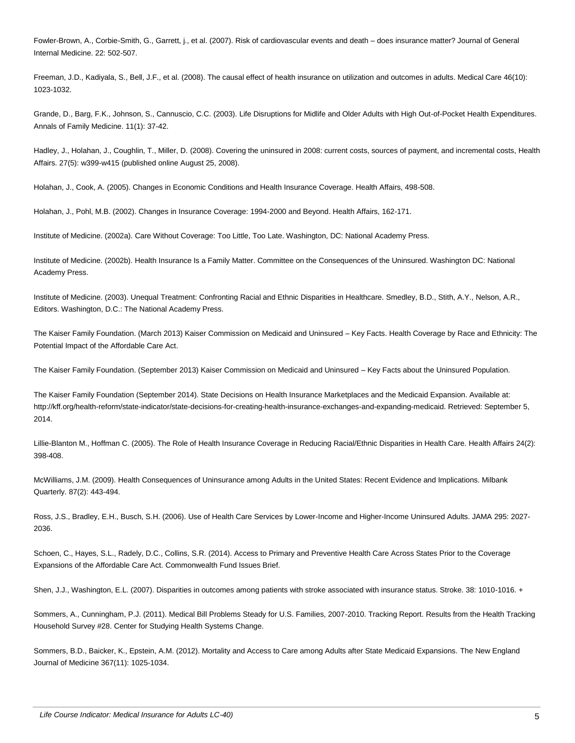Fowler-Brown, A., Corbie-Smith, G., Garrett, j., et al. (2007). Risk of cardiovascular events and death – does insurance matter? Journal of General Internal Medicine. 22: 502-507.

Freeman, J.D., Kadiyala, S., Bell, J.F., et al. (2008). The causal effect of health insurance on utilization and outcomes in adults. Medical Care 46(10): 1023-1032.

Grande, D., Barg, F.K., Johnson, S., Cannuscio, C.C. (2003). Life Disruptions for Midlife and Older Adults with High Out-of-Pocket Health Expenditures. Annals of Family Medicine. 11(1): 37-42.

Hadley, J., Holahan, J., Coughlin, T., Miller, D. (2008). Covering the uninsured in 2008: current costs, sources of payment, and incremental costs, Health Affairs. 27(5): w399-w415 (published online August 25, 2008).

Holahan, J., Cook, A. (2005). Changes in Economic Conditions and Health Insurance Coverage. Health Affairs, 498-508.

Holahan, J., Pohl, M.B. (2002). Changes in Insurance Coverage: 1994-2000 and Beyond. Health Affairs, 162-171.

Institute of Medicine. (2002a). Care Without Coverage: Too Little, Too Late. Washington, DC: National Academy Press.

Institute of Medicine. (2002b). Health Insurance Is a Family Matter. Committee on the Consequences of the Uninsured. Washington DC: National Academy Press.

Institute of Medicine. (2003). Unequal Treatment: Confronting Racial and Ethnic Disparities in Healthcare. Smedley, B.D., Stith, A.Y., Nelson, A.R., Editors. Washington, D.C.: The National Academy Press.

The Kaiser Family Foundation. (March 2013) Kaiser Commission on Medicaid and Uninsured – Key Facts. Health Coverage by Race and Ethnicity: The Potential Impact of the Affordable Care Act.

The Kaiser Family Foundation. (September 2013) Kaiser Commission on Medicaid and Uninsured – Key Facts about the Uninsured Population.

The Kaiser Family Foundation (September 2014). State Decisions on Health Insurance Marketplaces and the Medicaid Expansion. Available at: http://kff.org/health-reform/state-indicator/state-decisions-for-creating-health-insurance-exchanges-and-expanding-medicaid. Retrieved: September 5, 2014.

Lillie-Blanton M., Hoffman C. (2005). The Role of Health Insurance Coverage in Reducing Racial/Ethnic Disparities in Health Care. Health Affairs 24(2): 398-408.

McWilliams, J.M. (2009). Health Consequences of Uninsurance among Adults in the United States: Recent Evidence and Implications. Milbank Quarterly. 87(2): 443-494.

Ross, J.S., Bradley, E.H., Busch, S.H. (2006). Use of Health Care Services by Lower-Income and Higher-Income Uninsured Adults. JAMA 295: 2027-2036.

Schoen, C., Hayes, S.L., Radely, D.C., Collins, S.R. (2014). Access to Primary and Preventive Health Care Across States Prior to the Coverage Expansions of the Affordable Care Act. Commonwealth Fund Issues Brief.

Shen, J.J., Washington, E.L. (2007). Disparities in outcomes among patients with stroke associated with insurance status. Stroke. 38: 1010-1016. +

Sommers, A., Cunningham, P.J. (2011). Medical Bill Problems Steady for U.S. Families, 2007-2010. Tracking Report. Results from the Health Tracking Household Survey #28. Center for Studying Health Systems Change.

Sommers, B.D., Baicker, K., Epstein, A.M. (2012). Mortality and Access to Care among Adults after State Medicaid Expansions. The New England Journal of Medicine 367(11): 1025-1034.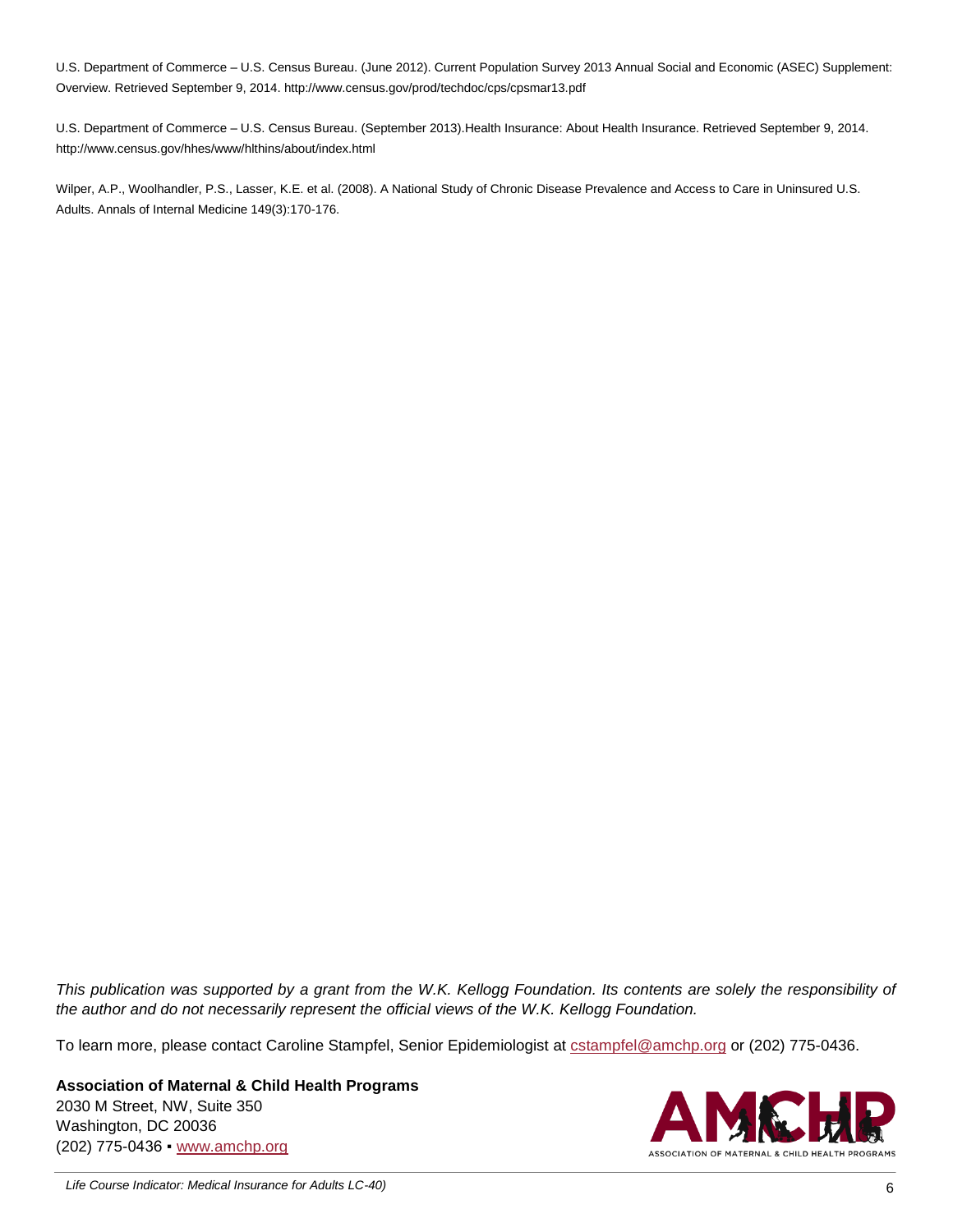U.S. Department of Commerce – U.S. Census Bureau. (June 2012). Current Population Survey 2013 Annual Social and Economic (ASEC) Supplement: Overview. Retrieved September 9, 2014. http://www.census.gov/prod/techdoc/cps/cpsmar13.pdf

U.S. Department of Commerce – U.S. Census Bureau. (September 2013).Health Insurance: About Health Insurance. Retrieved September 9, 2014. http://www.census.gov/hhes/www/hlthins/about/index.html

Wilper, A.P., Woolhandler, P.S., Lasser, K.E. et al. (2008). A National Study of Chronic Disease Prevalence and Access to Care in Uninsured U.S. Adults. Annals of Internal Medicine 149(3):170-176.

*This publication was supported by a grant from the W.K. Kellogg Foundation. Its contents are solely the responsibility of the author and do not necessarily represent the official views of the W.K. Kellogg Foundation.*

To learn more, please contact Caroline Stampfel, Senior Epidemiologist at cstampfel@amchp.org or (202) 775-0436.

**Association of Maternal & Child Health Programs**
2030 M Street, NW, Suite 350
Washington, DC 20036
(202) 775-0436 ▪ www.amchp.org

AMCHP
ASSOCIATION OF MATERNAL & CHILD HEALTH PROGRAMS